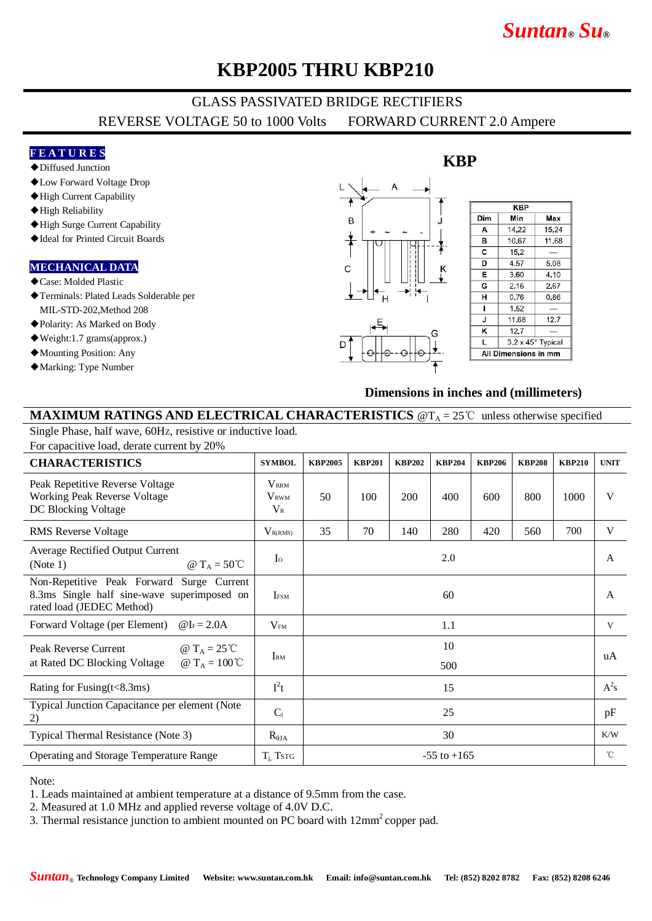# KBP2005 THRU KBP210

## GLASS PASSIVATED BRIDGE RECTIFIERS

REVERSE VOLTAGE 50 to 1000 Volts FORWARD CURRENT 2.0 Ampere

### FEATURES

- ◆Diffused Junction
- ◆Low Forward Voltage Drop
- ◆High Current Capability
- ◆High Reliability
- ◆High Surge Current Capability
- ◆Ideal for Printed Circuit Boards

### MECHANICAL DATA

- ◆Case: Molded Plastic
- ◆Terminals: Plated Leads Solderable per MIL-STD-202,Method 208
- ◆Polarity: As Marked on Body
- ◆Weight:1.7 grams(approx.)
- ◆Mounting Position: Any
- ◆Marking: Type Number

### KBP

| Dim | Min | Max |
|---|---|---|
| A | 14.22 | 15.24 |
| B | 10.67 | 11.68 |
| C | 15.2 | — |
| D | 4.57 | 5.08 |
| E | 3.60 | 4.10 |
| G | 2.16 | 2.67 |
| H | 0.76 | 0.86 |
| I | 1.52 | — |
| J | 11.68 | 12.7 |
| K | 12.7 | — |
| L | 3.2 x 45° Typical | |
| All Dimensions in mm | | |

**Dimensions in inches and (millimeters)**

## MAXIMUM RATINGS AND ELECTRICAL CHARACTERISTICS @$T_A$ = 25℃ unless otherwise specified

Single Phase, half wave, 60Hz, resistive or inductive load.
For capacitive load, derate current by 20%

| CHARACTERISTICS | SYMBOL | KBP2005 | KBP201 | KBP202 | KBP204 | KBP206 | KBP208 | KBP210 | UNIT |
|---|---|---|---|---|---|---|---|---|---|
| Peak Repetitive Reverse Voltage<br>Working Peak Reverse Voltage<br>DC Blocking Voltage | $V_{RRM}$<br>$V_{RWM}$<br>$V_R$ | 50 | 100 | 200 | 400 | 600 | 800 | 1000 | V |
| RMS Reverse Voltage | $V_{R(RMS)}$ | 35 | 70 | 140 | 280 | 420 | 560 | 700 | V |
| Average Rectified Output Current (Note 1) @ $T_A$ = 50℃ | $I_O$ | 2.0 | | | | | | | A |
| Non-Repetitive Peak Forward Surge Current 8.3ms Single half sine-wave superimposed on rated load (JEDEC Method) | $I_{FSM}$ | 60 | | | | | | | A |
| Forward Voltage (per Element) @$I_F$ = 2.0A | $V_{FM}$ | 1.1 | | | | | | | V |
| Peak Reverse Current at Rated DC Blocking Voltage @ $T_A$ = 25℃ / @ $T_A$ = 100℃ | $I_{RM}$ | 10<br>500 | | | | | | | uA |
| Rating for Fusing(t<8.3ms) | $I^2t$ | 15 | | | | | | | $A^2s$ |
| Typical Junction Capacitance per element (Note 2) | $C_j$ | 25 | | | | | | | pF |
| Typical Thermal Resistance (Note 3) | $R_{\theta JA}$ | 30 | | | | | | | K/W |
| Operating and Storage Temperature Range | $T_j$, $T_{STG}$ | -55 to +165 | | | | | | | ℃ |

Note:
1. Leads maintained at ambient temperature at a distance of 9.5mm from the case.
2. Measured at 1.0 MHz and applied reverse voltage of 4.0V D.C.
3. Thermal resistance junction to ambient mounted on PC board with $12mm^2$ copper pad.

Suntan® Technology Company Limited Website: www.suntan.com.hk Email: info@suntan.com.hk Tel: (852) 8202 8782 Fax: (852) 8208 6246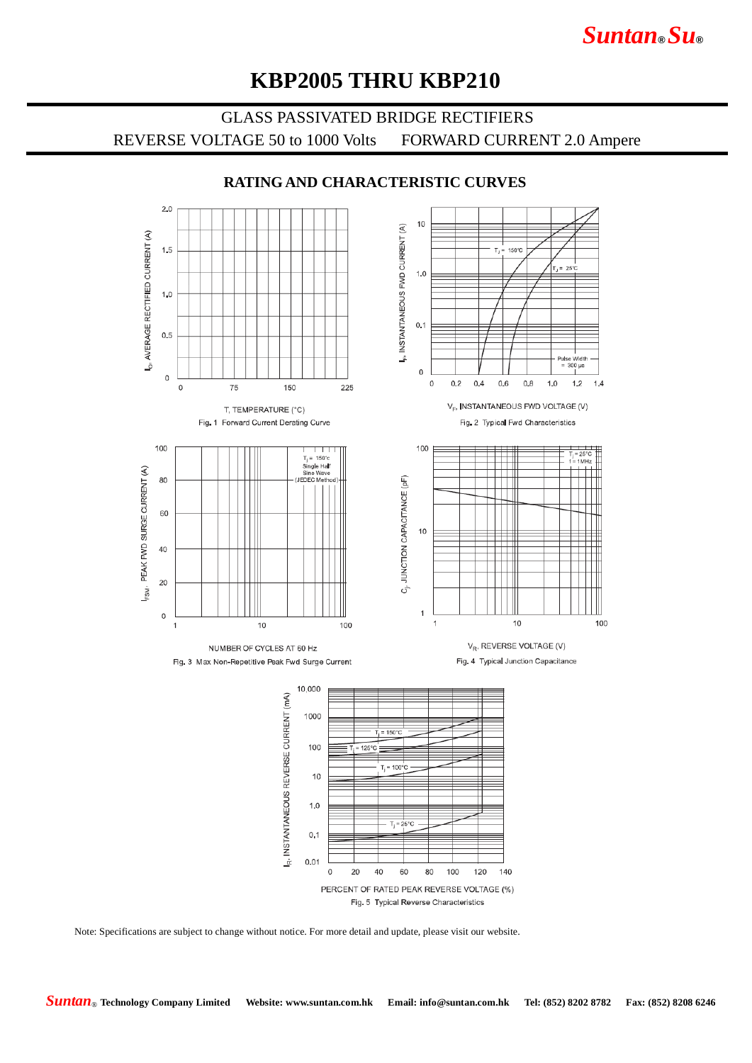# KBP2005 THRU KBP210

GLASS PASSIVATED BRIDGE RECTIFIERS

REVERSE VOLTAGE 50 to 1000 Volts    FORWARD CURRENT 2.0 Ampere

## RATING AND CHARACTERISTIC CURVES

$I_O$, AVERAGE RECTIFIED CURRENT (A)

2.0
1.5
1.0
0.5
0

0 75 150 225

T, TEMPERATURE (°C)

Fig. 1 Forward Current Derating Curve

$I_F$, INSTANTANEOUS FWD CURRENT (A)

10
1.0
0.1
0

$T_J$ = 150°C

$T_J$ = 25°C

Pulse Width = 300 μs

0 0.2 0.4 0.6 0.8 1.0 1.2 1.4

$V_F$, INSTANTANEOUS FWD VOLTAGE (V)

Fig. 2 Typical Fwd Characteristics

$I_{FSM}$, PEAK FWD SURGE CURRENT (A)

100
80
60
40
20
0

$T_J$ = 150°c
Single Half
Sine Wave
(JEDEC Method)

1 10 100

NUMBER OF CYCLES AT 60 Hz

Fig. 3 Max Non-Repetitive Peak Fwd Surge Current

$C_J$, JUNCTION CAPACITANCE (pF)

100
10
1

$T_J$ = 25°C
f = 1MHz

1 10 100

$V_R$, REVERSE VOLTAGE (V)

Fig. 4 Typical Junction Capacitance

$I_R$, INSTANTANEOUS REVERSE CURRENT (mA)

10,000
1000
100
10
1.0
0.1
0.01

$T_J$ = 150°C

$T_J$ = 125°C

$T_J$ = 100°C

$T_J$ = 25°C

0 20 40 60 80 100 120 140

PERCENT OF RATED PEAK REVERSE VOLTAGE (%)

Fig. 5 Typical Reverse Characteristics

Note: Specifications are subject to change without notice. For more detail and update, please visit our website.